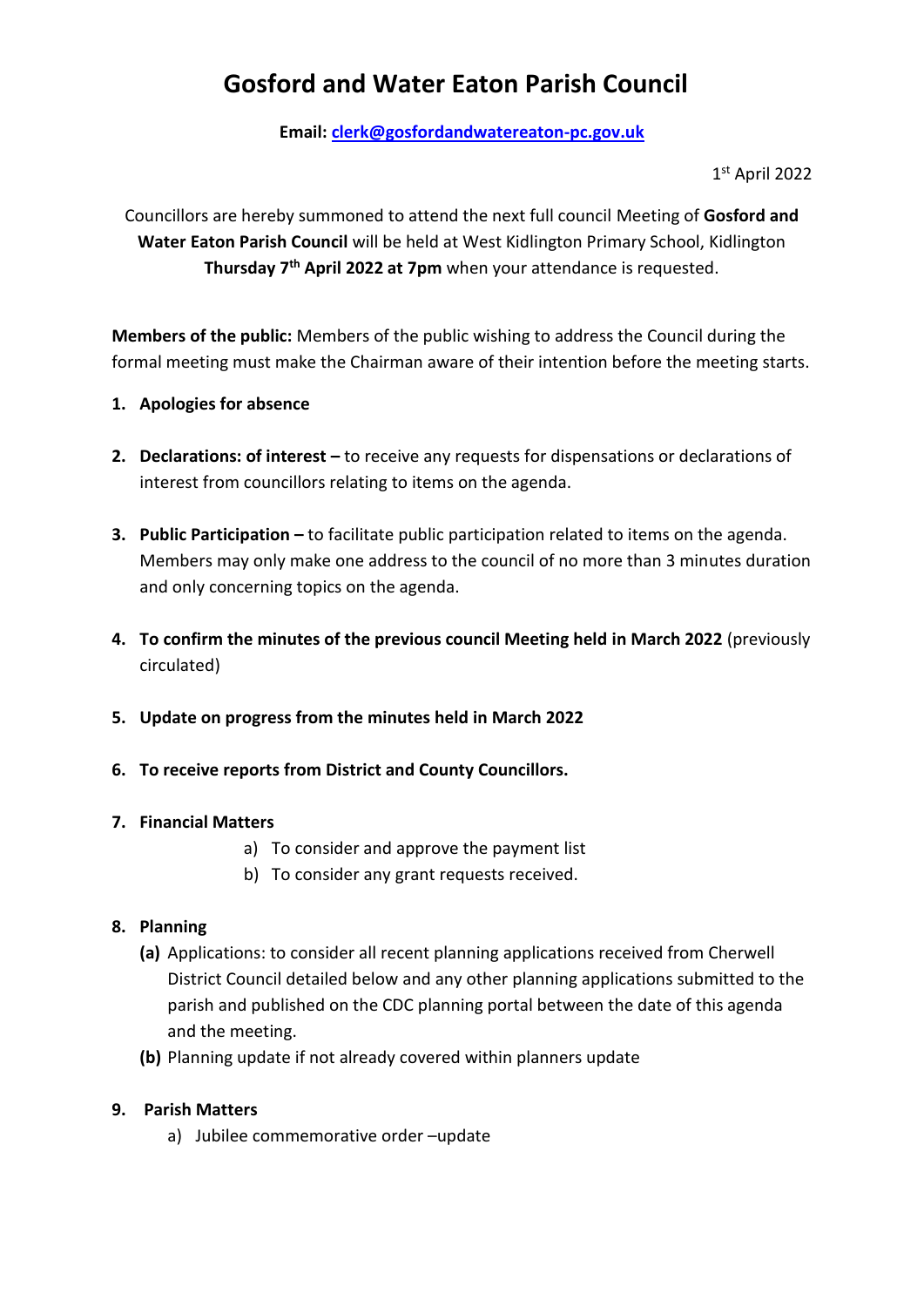# Gosford and Water Eaton Parish Council

**Email: clerk@gosfordandwatereaton-pc.gov.uk**

1st April 2022

Councillors are hereby summoned to attend the next full council Meeting of **Gosford and Water Eaton Parish Council** will be held at West Kidlington Primary School, Kidlington **Thursday 7th April 2022 at 7pm** when your attendance is requested.

**Members of the public:** Members of the public wishing to address the Council during the formal meeting must make the Chairman aware of their intention before the meeting starts.

1. **Apologies for absence**
2. **Declarations: of interest –** to receive any requests for dispensations or declarations of interest from councillors relating to items on the agenda.
3. **Public Participation –** to facilitate public participation related to items on the agenda. Members may only make one address to the council of no more than 3 minutes duration and only concerning topics on the agenda.
4. **To confirm the minutes of the previous council Meeting held in March 2022** (previously circulated)
5. **Update on progress from the minutes held in March 2022**
6. **To receive reports from District and County Councillors.**
7. **Financial Matters**
   a) To consider and approve the payment list
   b) To consider any grant requests received.
8. **Planning**
   **(a)** Applications: to consider all recent planning applications received from Cherwell District Council detailed below and any other planning applications submitted to the parish and published on the CDC planning portal between the date of this agenda and the meeting.
   **(b)** Planning update if not already covered within planners update
9. **Parish Matters**
   a) Jubilee commemorative order –update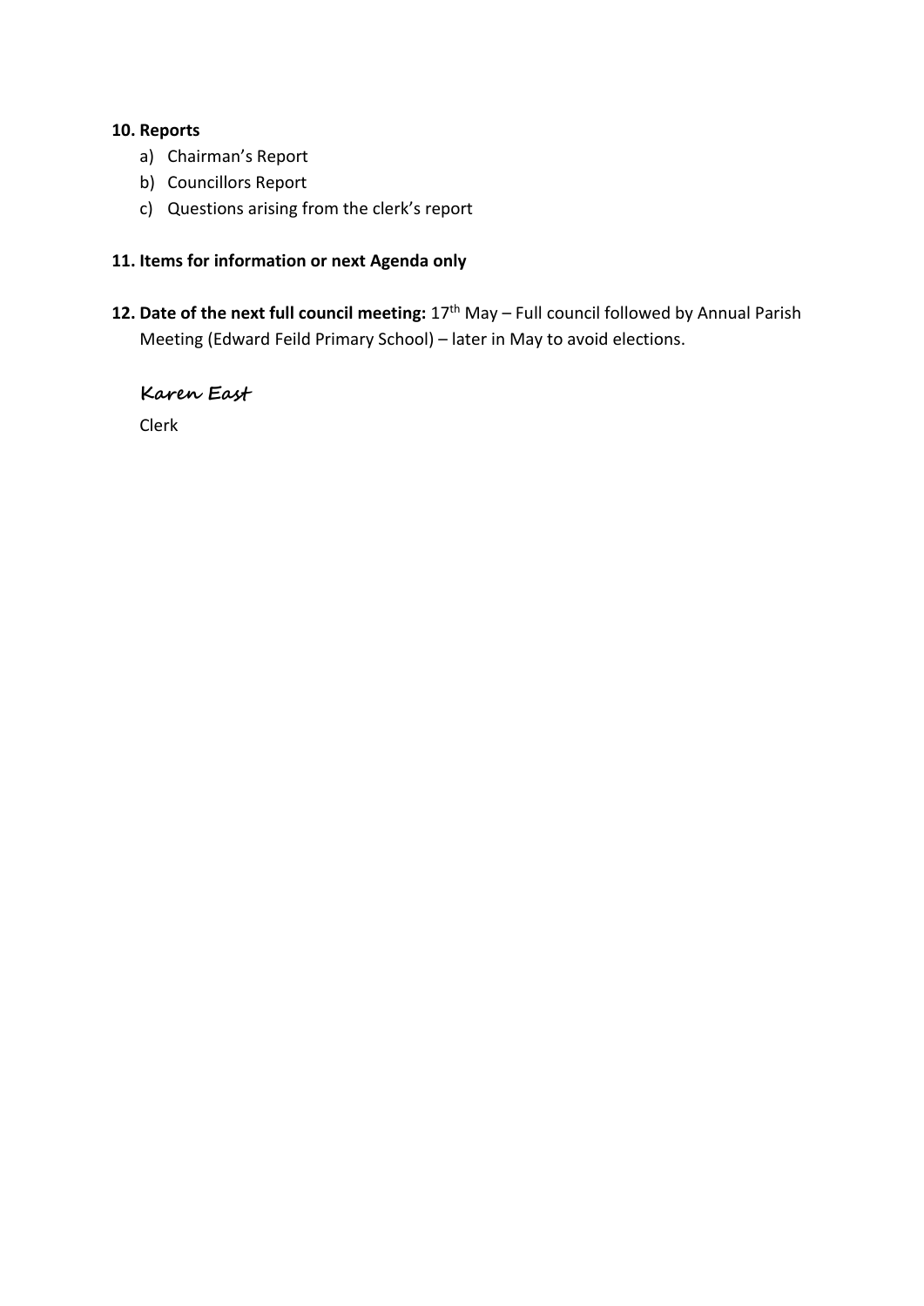**10. Reports**

a) Chairman's Report
b) Councillors Report
c) Questions arising from the clerk's report

**11. Items for information or next Agenda only**

**12. Date of the next full council meeting:** 17th May – Full council followed by Annual Parish Meeting (Edward Feild Primary School) – later in May to avoid elections.

Karen East

Clerk